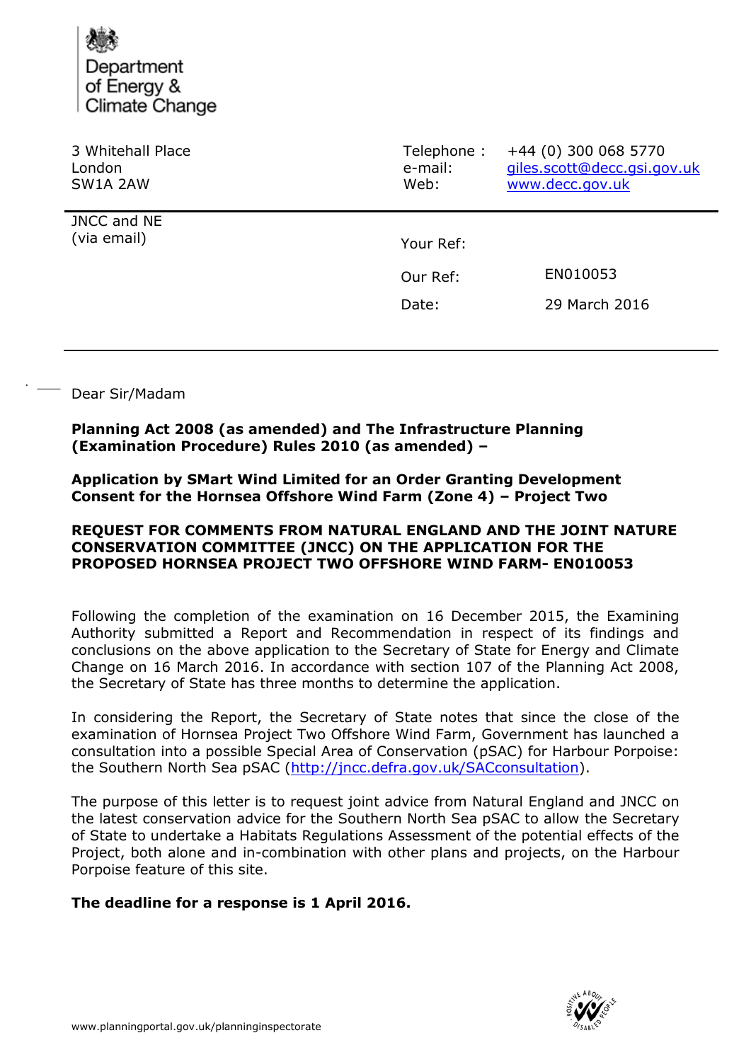Department of Energy & Climate Change

3 Whitehall Place
London
SW1A 2AW

Telephone : +44 (0) 300 068 5770
e-mail: giles.scott@decc.gsi.gov.uk
Web: www.decc.gov.uk

JNCC and NE
(via email)

Your Ref:

Our Ref: EN010053

Date: 29 March 2016

Dear Sir/Madam

**Planning Act 2008 (as amended) and The Infrastructure Planning (Examination Procedure) Rules 2010 (as amended) –**

**Application by SMart Wind Limited for an Order Granting Development Consent for the Hornsea Offshore Wind Farm (Zone 4) – Project Two**

**REQUEST FOR COMMENTS FROM NATURAL ENGLAND AND THE JOINT NATURE CONSERVATION COMMITTEE (JNCC) ON THE APPLICATION FOR THE PROPOSED HORNSEA PROJECT TWO OFFSHORE WIND FARM- EN010053**

Following the completion of the examination on 16 December 2015, the Examining Authority submitted a Report and Recommendation in respect of its findings and conclusions on the above application to the Secretary of State for Energy and Climate Change on 16 March 2016. In accordance with section 107 of the Planning Act 2008, the Secretary of State has three months to determine the application.

In considering the Report, the Secretary of State notes that since the close of the examination of Hornsea Project Two Offshore Wind Farm, Government has launched a consultation into a possible Special Area of Conservation (pSAC) for Harbour Porpoise: the Southern North Sea pSAC (http://jncc.defra.gov.uk/SACconsultation).

The purpose of this letter is to request joint advice from Natural England and JNCC on the latest conservation advice for the Southern North Sea pSAC to allow the Secretary of State to undertake a Habitats Regulations Assessment of the potential effects of the Project, both alone and in-combination with other plans and projects, on the Harbour Porpoise feature of this site.

**The deadline for a response is 1 April 2016.**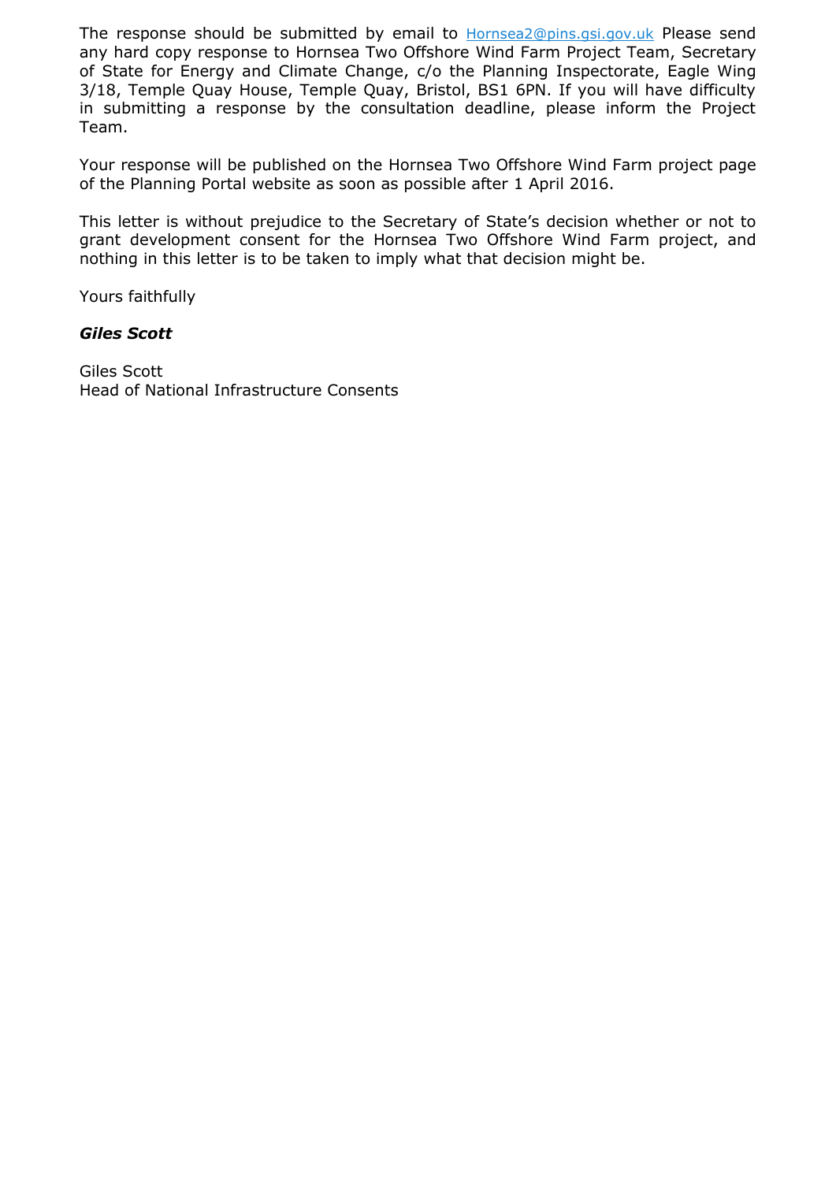The response should be submitted by email to Hornsea2@pins.gsi.gov.uk Please send any hard copy response to Hornsea Two Offshore Wind Farm Project Team, Secretary of State for Energy and Climate Change, c/o the Planning Inspectorate, Eagle Wing 3/18, Temple Quay House, Temple Quay, Bristol, BS1 6PN. If you will have difficulty in submitting a response by the consultation deadline, please inform the Project Team.

Your response will be published on the Hornsea Two Offshore Wind Farm project page of the Planning Portal website as soon as possible after 1 April 2016.

This letter is without prejudice to the Secretary of State's decision whether or not to grant development consent for the Hornsea Two Offshore Wind Farm project, and nothing in this letter is to be taken to imply what that decision might be.

Yours faithfully

***Giles Scott***

Giles Scott
Head of National Infrastructure Consents